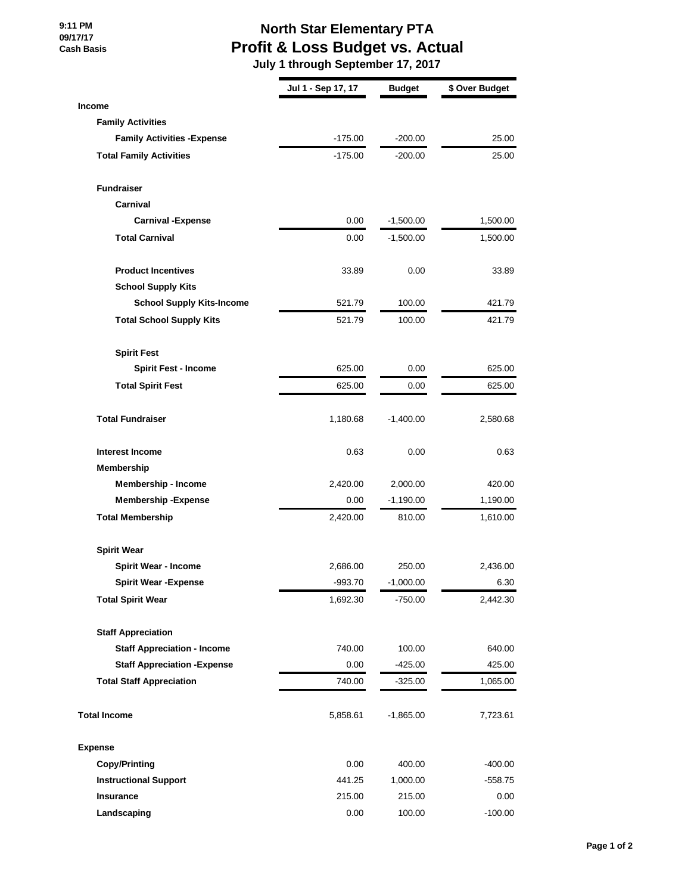9:11 PM
09/17/17
Cash Basis

# North Star Elementary PTA
## Profit & Loss Budget vs. Actual
### July 1 through September 17, 2017

| | Jul 1 - Sep 17, 17 | Budget | $ Over Budget |
|---|---|---|---|
| **Income** | | | |
| **Family Activities** | | | |
| **Family Activities -Expense** | -175.00 | -200.00 | 25.00 |
| **Total Family Activities** | -175.00 | -200.00 | 25.00 |
| **Fundraiser** | | | |
| **Carnival** | | | |
| **Carnival -Expense** | 0.00 | -1,500.00 | 1,500.00 |
| **Total Carnival** | 0.00 | -1,500.00 | 1,500.00 |
| **Product Incentives** | 33.89 | 0.00 | 33.89 |
| **School Supply Kits** | | | |
| **School Supply Kits-Income** | 521.79 | 100.00 | 421.79 |
| **Total School Supply Kits** | 521.79 | 100.00 | 421.79 |
| **Spirit Fest** | | | |
| **Spirit Fest - Income** | 625.00 | 0.00 | 625.00 |
| **Total Spirit Fest** | 625.00 | 0.00 | 625.00 |
| **Total Fundraiser** | 1,180.68 | -1,400.00 | 2,580.68 |
| **Interest Income** | 0.63 | 0.00 | 0.63 |
| **Membership** | | | |
| **Membership - Income** | 2,420.00 | 2,000.00 | 420.00 |
| **Membership -Expense** | 0.00 | -1,190.00 | 1,190.00 |
| **Total Membership** | 2,420.00 | 810.00 | 1,610.00 |
| **Spirit Wear** | | | |
| **Spirit Wear - Income** | 2,686.00 | 250.00 | 2,436.00 |
| **Spirit Wear -Expense** | -993.70 | -1,000.00 | 6.30 |
| **Total Spirit Wear** | 1,692.30 | -750.00 | 2,442.30 |
| **Staff Appreciation** | | | |
| **Staff Appreciation - Income** | 740.00 | 100.00 | 640.00 |
| **Staff Appreciation -Expense** | 0.00 | -425.00 | 425.00 |
| **Total Staff Appreciation** | 740.00 | -325.00 | 1,065.00 |
| **Total Income** | 5,858.61 | -1,865.00 | 7,723.61 |
| **Expense** | | | |
| **Copy/Printing** | 0.00 | 400.00 | -400.00 |
| **Instructional Support** | 441.25 | 1,000.00 | -558.75 |
| **Insurance** | 215.00 | 215.00 | 0.00 |
| **Landscaping** | 0.00 | 100.00 | -100.00 |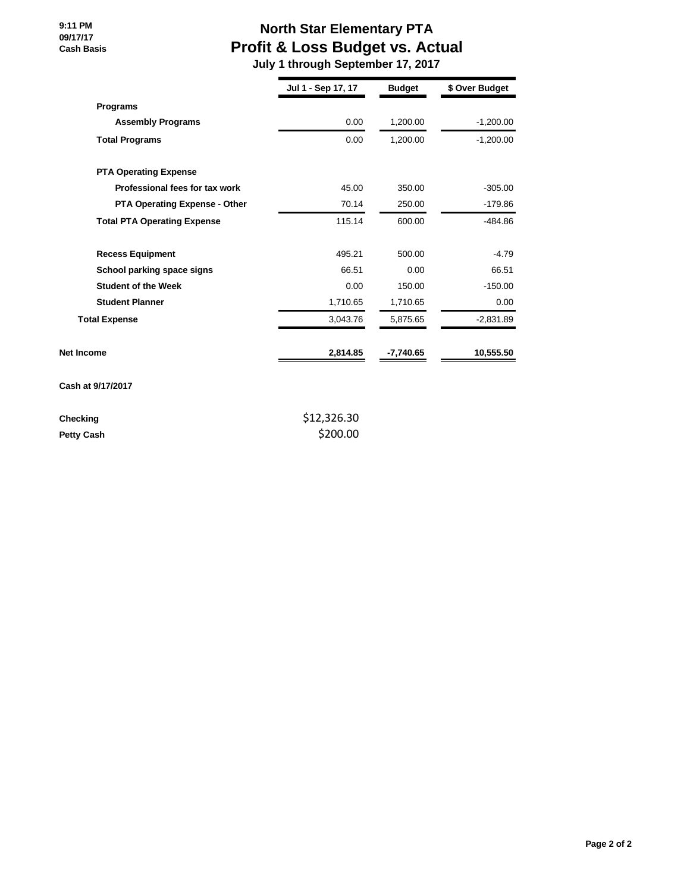9:11 PM
09/17/17
Cash Basis

# North Star Elementary PTA
## Profit & Loss Budget vs. Actual
### July 1 through September 17, 2017

| | Jul 1 - Sep 17, 17 | Budget | $ Over Budget |
|---|---|---|---|
| **Programs** | | | |
| **Assembly Programs** | 0.00 | 1,200.00 | -1,200.00 |
| **Total Programs** | 0.00 | 1,200.00 | -1,200.00 |
| | | | |
| **PTA Operating Expense** | | | |
| **Professional fees for tax work** | 45.00 | 350.00 | -305.00 |
| **PTA Operating Expense - Other** | 70.14 | 250.00 | -179.86 |
| **Total PTA Operating Expense** | 115.14 | 600.00 | -484.86 |
| | | | |
| **Recess Equipment** | 495.21 | 500.00 | -4.79 |
| **School parking space signs** | 66.51 | 0.00 | 66.51 |
| **Student of the Week** | 0.00 | 150.00 | -150.00 |
| **Student Planner** | 1,710.65 | 1,710.65 | 0.00 |
| **Total Expense** | 3,043.76 | 5,875.65 | -2,831.89 |
| | | | |
| **Net Income** | **2,814.85** | **-7,740.65** | **10,555.50** |

**Cash at 9/17/2017**

| | |
|---|---|
| **Checking** | $12,326.30 |
| **Petty Cash** | $200.00 |